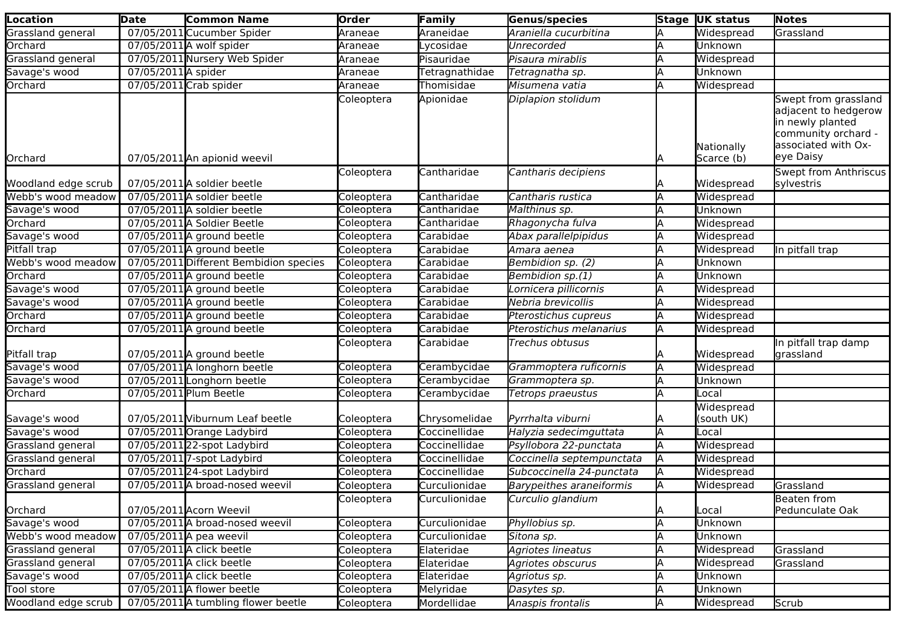| Location | Date | Common Name | Order | Family | Genus/species | Stage | UK status | Notes |
|---|---|---|---|---|---|---|---|---|
| Grassland general | 07/05/2011 | Cucumber Spider | Araneae | Araneidae | *Araniella cucurbitina* | A | Widespread | Grassland |
| Orchard | 07/05/2011 | A wolf spider | Araneae | Lycosidae | *Unrecorded* | A | Unknown | |
| Grassland general | 07/05/2011 | Nursery Web Spider | Araneae | Pisauridae | *Pisaura mirablis* | A | Widespread | |
| Savage's wood | 07/05/2011 | A spider | Araneae | Tetragnathidae | *Tetragnatha sp.* | A | Unknown | |
| Orchard | 07/05/2011 | Crab spider | Araneae | Thomisidae | *Misumena vatia* | A | Widespread | |
| Orchard | 07/05/2011 | An apionid weevil | Coleoptera | Apionidae | *Diplapion stolidum* | A | Nationally Scarce (b) | Swept from grassland adjacent to hedgerow in newly planted community orchard - associated with Ox-eye Daisy |
| Woodland edge scrub | 07/05/2011 | A soldier beetle | Coleoptera | Cantharidae | *Cantharis decipiens* | A | Widespread | Swept from Anthriscus sylvestris |
| Webb's wood meadow | 07/05/2011 | A soldier beetle | Coleoptera | Cantharidae | *Cantharis rustica* | A | Widespread | |
| Savage's wood | 07/05/2011 | A soldier beetle | Coleoptera | Cantharidae | *Malthinus sp.* | A | Unknown | |
| Orchard | 07/05/2011 | A Soldier Beetle | Coleoptera | Cantharidae | *Rhagonycha fulva* | A | Widespread | |
| Savage's wood | 07/05/2011 | A ground beetle | Coleoptera | Carabidae | *Abax parallelpipidus* | A | Widespread | |
| Pitfall trap | 07/05/2011 | A ground beetle | Coleoptera | Carabidae | *Amara aenea* | A | Widespread | In pitfall trap |
| Webb's wood meadow | 07/05/2011 | Different Bembidion species | Coleoptera | Carabidae | *Bembidion sp. (2)* | A | Unknown | |
| Orchard | 07/05/2011 | A ground beetle | Coleoptera | Carabidae | *Bembidion sp.(1)* | A | Unknown | |
| Savage's wood | 07/05/2011 | A ground beetle | Coleoptera | Carabidae | *Lornicera pillicornis* | A | Widespread | |
| Savage's wood | 07/05/2011 | A ground beetle | Coleoptera | Carabidae | *Nebria brevicollis* | A | Widespread | |
| Orchard | 07/05/2011 | A ground beetle | Coleoptera | Carabidae | *Pterostichus cupreus* | A | Widespread | |
| Orchard | 07/05/2011 | A ground beetle | Coleoptera | Carabidae | *Pterostichus melanarius* | A | Widespread | |
| Pitfall trap | 07/05/2011 | A ground beetle | Coleoptera | Carabidae | *Trechus obtusus* | A | Widespread | In pitfall trap damp grassland |
| Savage's wood | 07/05/2011 | A longhorn beetle | Coleoptera | Cerambycidae | *Grammoptera ruficornis* | A | Widespread | |
| Savage's wood | 07/05/2011 | Longhorn beetle | Coleoptera | Cerambycidae | *Grammoptera sp.* | A | Unknown | |
| Orchard | 07/05/2011 | Plum Beetle | Coleoptera | Cerambycidae | *Tetrops praeustus* | A | Local | |
| Savage's wood | 07/05/2011 | Viburnum Leaf beetle | Coleoptera | Chrysomelidae | *Pyrrhalta viburni* | A | Widespread (south UK) | |
| Savage's wood | 07/05/2011 | Orange Ladybird | Coleoptera | Coccinellidae | *Halyzia sedecimguttata* | A | Local | |
| Grassland general | 07/05/2011 | 22-spot Ladybird | Coleoptera | Coccinellidae | *Psyllobora 22-punctata* | A | Widespread | |
| Grassland general | 07/05/2011 | 7-spot Ladybird | Coleoptera | Coccinellidae | *Coccinella septempunctata* | A | Widespread | |
| Orchard | 07/05/2011 | 24-spot Ladybird | Coleoptera | Coccinellidae | *Subcoccinella 24-punctata* | A | Widespread | |
| Grassland general | 07/05/2011 | A broad-nosed weevil | Coleoptera | Curculionidae | *Barypeithes araneiformis* | A | Widespread | Grassland |
| Orchard | 07/05/2011 | Acorn Weevil | Coleoptera | Curculionidae | *Curculio glandium* | A | Local | Beaten from Pedunculate Oak |
| Savage's wood | 07/05/2011 | A broad-nosed weevil | Coleoptera | Curculionidae | *Phyllobius sp.* | A | Unknown | |
| Webb's wood meadow | 07/05/2011 | A pea weevil | Coleoptera | Curculionidae | *Sitona sp.* | A | Unknown | |
| Grassland general | 07/05/2011 | A click beetle | Coleoptera | Elateridae | *Agriotes lineatus* | A | Widespread | Grassland |
| Grassland general | 07/05/2011 | A click beetle | Coleoptera | Elateridae | *Agriotes obscurus* | A | Widespread | Grassland |
| Savage's wood | 07/05/2011 | A click beetle | Coleoptera | Elateridae | *Agriotus sp.* | A | Unknown | |
| Tool store | 07/05/2011 | A flower beetle | Coleoptera | Melyridae | *Dasytes sp.* | A | Unknown | |
| Woodland edge scrub | 07/05/2011 | A tumbling flower beetle | Coleoptera | Mordellidae | *Anaspis frontalis* | A | Widespread | Scrub |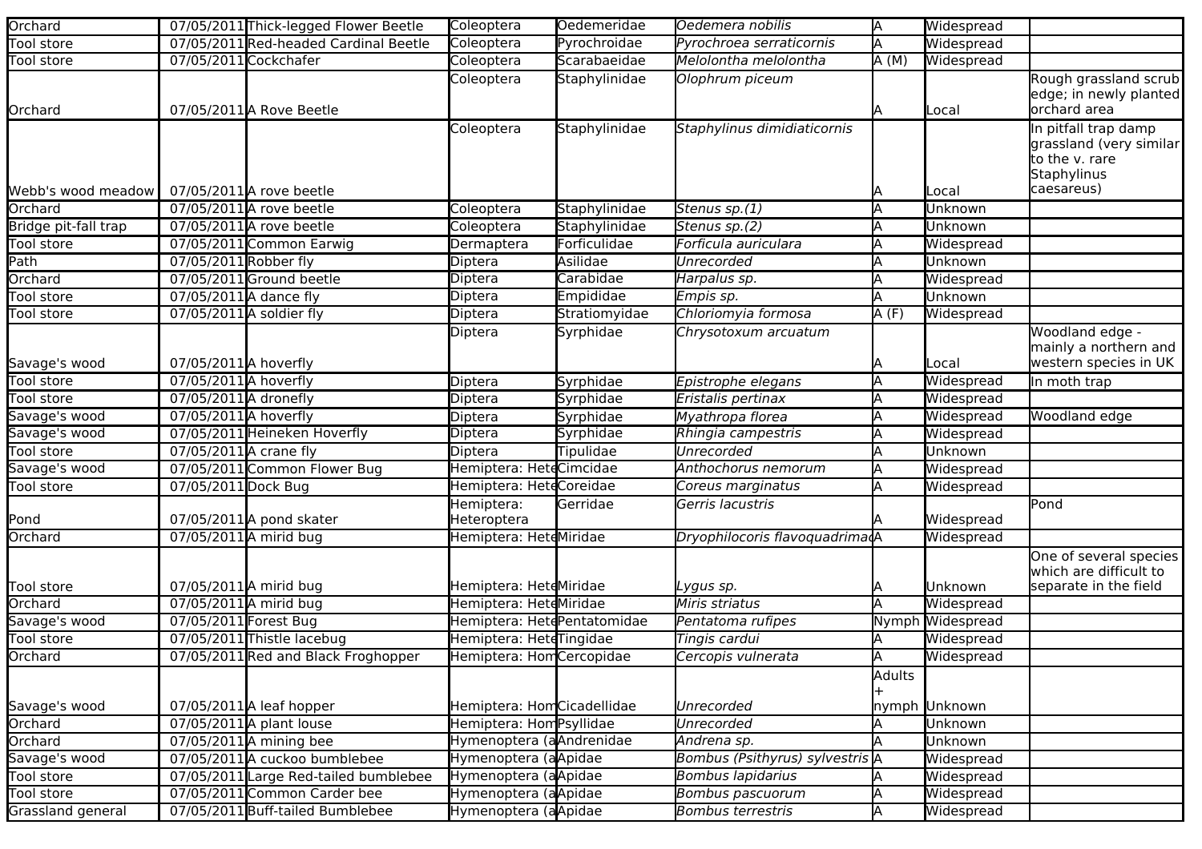| Orchard | 07/05/2011 | Thick-legged Flower Beetle | Coleoptera | Oedemeridae | *Oedemera nobilis* | A | Widespread | |
|---|---|---|---|---|---|---|---|---|
| Tool store | 07/05/2011 | Red-headed Cardinal Beetle | Coleoptera | Pyrochroidae | *Pyrochroea serraticornis* | A | Widespread | |
| Tool store | 07/05/2011 | Cockchafer | Coleoptera | Scarabaeidae | *Melolontha melolontha* | A (M) | Widespread | |
| Orchard | 07/05/2011 | A Rove Beetle | Coleoptera | Staphylinidae | *Olophrum piceum* | A | Local | Rough grassland scrub edge; in newly planted orchard area |
| Webb's wood meadow | 07/05/2011 | A rove beetle | Coleoptera | Staphylinidae | *Staphylinus dimidiaticornis* | A | Local | In pitfall trap damp grassland (very similar to the v. rare Staphylinus caesareus) |
| Orchard | 07/05/2011 | A rove beetle | Coleoptera | Staphylinidae | *Stenus sp.(1)* | A | Unknown | |
| Bridge pit-fall trap | 07/05/2011 | A rove beetle | Coleoptera | Staphylinidae | *Stenus sp.(2)* | A | Unknown | |
| Tool store | 07/05/2011 | Common Earwig | Dermaptera | Forficulidae | *Forficula auriculara* | A | Widespread | |
| Path | 07/05/2011 | Robber fly | Diptera | Asilidae | *Unrecorded* | A | Unknown | |
| Orchard | 07/05/2011 | Ground beetle | Diptera | Carabidae | *Harpalus sp.* | A | Widespread | |
| Tool store | 07/05/2011 | A dance fly | Diptera | Empididae | *Empis sp.* | A | Unknown | |
| Tool store | 07/05/2011 | A soldier fly | Diptera | Stratiomyidae | *Chloriomyia formosa* | A (F) | Widespread | |
| Savage's wood | 07/05/2011 | A hoverfly | Diptera | Syrphidae | *Chrysotoxum arcuatum* | A | Local | Woodland edge - mainly a northern and western species in UK |
| Tool store | 07/05/2011 | A hoverfly | Diptera | Syrphidae | *Epistrophe elegans* | A | Widespread | In moth trap |
| Tool store | 07/05/2011 | A dronefly | Diptera | Syrphidae | *Eristalis pertinax* | A | Widespread | |
| Savage's wood | 07/05/2011 | A hoverfly | Diptera | Syrphidae | *Myathropa florea* | A | Widespread | Woodland edge |
| Savage's wood | 07/05/2011 | Heineken Hoverfly | Diptera | Syrphidae | *Rhingia campestris* | A | Widespread | |
| Tool store | 07/05/2011 | A crane fly | Diptera | Tipulidae | *Unrecorded* | A | Unknown | |
| Savage's wood | 07/05/2011 | Common Flower Bug | Hemiptera: Hete | Cimcidae | *Anthochorus nemorum* | A | Widespread | |
| Tool store | 07/05/2011 | Dock Bug | Hemiptera: Hete | Coreidae | *Coreus marginatus* | A | Widespread | |
| Pond | 07/05/2011 | A pond skater | Hemiptera: Heteroptera | Gerridae | *Gerris lacustris* | A | Widespread | Pond |
| Orchard | 07/05/2011 | A mirid bug | Hemiptera: Hete | Miridae | *Dryophilocoris flavoquadrima* | A | Widespread | |
| Tool store | 07/05/2011 | A mirid bug | Hemiptera: Hete | Miridae | *Lygus sp.* | A | Unknown | One of several species which are difficult to separate in the field |
| Orchard | 07/05/2011 | A mirid bug | Hemiptera: Hete | Miridae | *Miris striatus* | A | Widespread | |
| Savage's wood | 07/05/2011 | Forest Bug | Hemiptera: Hete | Pentatomidae | *Pentatoma rufipes* | Nymph | Widespread | |
| Tool store | 07/05/2011 | Thistle lacebug | Hemiptera: Hete | Tingidae | *Tingis cardui* | A | Widespread | |
| Orchard | 07/05/2011 | Red and Black Froghopper | Hemiptera: Hom | Cercopidae | *Cercopis vulnerata* | A | Widespread | |
| Savage's wood | 07/05/2011 | A leaf hopper | Hemiptera: Hom | Cicadellidae | *Unrecorded* | Adults + nymph | Unknown | |
| Orchard | 07/05/2011 | A plant louse | Hemiptera: Hom | Psyllidae | *Unrecorded* | A | Unknown | |
| Orchard | 07/05/2011 | A mining bee | Hymenoptera (a | Andrenidae | *Andrena sp.* | A | Unknown | |
| Savage's wood | 07/05/2011 | A cuckoo bumblebee | Hymenoptera (a | Apidae | *Bombus (Psithyrus) sylvestris* | A | Widespread | |
| Tool store | 07/05/2011 | Large Red-tailed bumblebee | Hymenoptera (a | Apidae | *Bombus lapidarius* | A | Widespread | |
| Tool store | 07/05/2011 | Common Carder bee | Hymenoptera (a | Apidae | *Bombus pascuorum* | A | Widespread | |
| Grassland general | 07/05/2011 | Buff-tailed Bumblebee | Hymenoptera (a | Apidae | *Bombus terrestris* | A | Widespread | |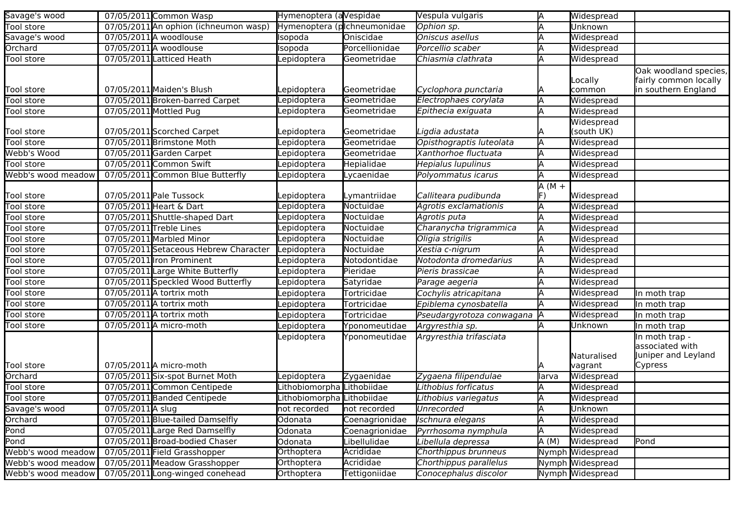| Savage's wood | 07/05/2011 | Common Wasp | Hymenoptera (a | Vespidae | *Vespula vulgaris* | A | Widespread | |
|---|---|---|---|---|---|---|---|---|
| Tool store | 07/05/2011 | An ophion (ichneumon wasp) | Hymenoptera (p | Ichneumonidae | *Ophion sp.* | A | Unknown | |
| Savage's wood | 07/05/2011 | A woodlouse | Isopoda | Oniscidae | *Oniscus asellus* | A | Widespread | |
| Orchard | 07/05/2011 | A woodlouse | Isopoda | Porcellionidae | *Porcellio scaber* | A | Widespread | |
| Tool store | 07/05/2011 | Latticed Heath | Lepidoptera | Geometridae | *Chiasmia clathrata* | A | Widespread | |
| Tool store | 07/05/2011 | Maiden's Blush | Lepidoptera | Geometridae | *Cyclophora punctaria* | A | Locally common | Oak woodland species, fairly common locally in southern England |
| Tool store | 07/05/2011 | Broken-barred Carpet | Lepidoptera | Geometridae | *Electrophaes corylata* | A | Widespread | |
| Tool store | 07/05/2011 | Mottled Pug | Lepidoptera | Geometridae | *Epithecia exiguata* | A | Widespread | |
| Tool store | 07/05/2011 | Scorched Carpet | Lepidoptera | Geometridae | *Ligdia adustata* | A | Widespread (south UK) | |
| Tool store | 07/05/2011 | Brimstone Moth | Lepidoptera | Geometridae | *Opisthograptis luteolata* | A | Widespread | |
| Webb's Wood | 07/05/2011 | Garden Carpet | Lepidoptera | Geometridae | *Xanthorhoe fluctuata* | A | Widespread | |
| Tool store | 07/05/2011 | Common Swift | Lepidoptera | Hepialidae | *Hepialus lupulinus* | A | Widespread | |
| Webb's wood meadow | 07/05/2011 | Common Blue Butterfly | Lepidoptera | Lycaenidae | *Polyommatus icarus* | A | Widespread | |
| Tool store | 07/05/2011 | Pale Tussock | Lepidoptera | Lymantriidae | *Calliteara pudibunda* | A (M + F) | Widespread | |
| Tool store | 07/05/2011 | Heart & Dart | Lepidoptera | Noctuidae | *Agrotis exclamationis* | A | Widespread | |
| Tool store | 07/05/2011 | Shuttle-shaped Dart | Lepidoptera | Noctuidae | *Agrotis puta* | A | Widespread | |
| Tool store | 07/05/2011 | Treble Lines | Lepidoptera | Noctuidae | *Charanycha trigrammica* | A | Widespread | |
| Tool store | 07/05/2011 | Marbled Minor | Lepidoptera | Noctuidae | *Oligia strigilis* | A | Widespread | |
| Tool store | 07/05/2011 | Setaceous Hebrew Character | Lepidoptera | Noctuidae | *Xestia c-nigrum* | A | Widespread | |
| Tool store | 07/05/2011 | Iron Prominent | Lepidoptera | Notodontidae | *Notodonta dromedarius* | A | Widespread | |
| Tool store | 07/05/2011 | Large White Butterfly | Lepidoptera | Pieridae | *Pieris brassicae* | A | Widespread | |
| Tool store | 07/05/2011 | Speckled Wood Butterfly | Lepidoptera | Satyridae | *Parage aegeria* | A | Widespread | |
| Tool store | 07/05/2011 | A tortrix moth | Lepidoptera | Tortricidae | *Cochylis atricapitana* | A | Widespread | In moth trap |
| Tool store | 07/05/2011 | A tortrix moth | Lepidoptera | Tortricidae | *Epiblema cynosbatella* | A | Widespread | In moth trap |
| Tool store | 07/05/2011 | A tortrix moth | Lepidoptera | Tortricidae | *Pseudargyrotoza conwagana* | A | Widespread | In moth trap |
| Tool store | 07/05/2011 | A micro-moth | Lepidoptera | Yponomeutidae | *Argyresthia sp.* | A | Unknown | In moth trap |
| Tool store | 07/05/2011 | A micro-moth | Lepidoptera | Yponomeutidae | *Argyresthia trifasciata* | A | Naturalised vagrant | In moth trap - associated with Juniper and Leyland Cypress |
| Orchard | 07/05/2011 | Six-spot Burnet Moth | Lepidoptera | Zygaenidae | *Zygaena filipendulae* | larva | Widespread | |
| Tool store | 07/05/2011 | Common Centipede | Lithobiomorpha | Lithobiidae | *Lithobius forficatus* | A | Widespread | |
| Tool store | 07/05/2011 | Banded Centipede | Lithobiomorpha | Lithobiidae | *Lithobius variegatus* | A | Widespread | |
| Savage's wood | 07/05/2011 | A slug | not recorded | not recorded | *Unrecorded* | A | Unknown | |
| Orchard | 07/05/2011 | Blue-tailed Damselfly | Odonata | Coenagrionidae | *Ischnura elegans* | A | Widespread | |
| Pond | 07/05/2011 | Large Red Damselfly | Odonata | Coenagrionidae | *Pyrrhosoma nymphula* | A | Widespread | |
| Pond | 07/05/2011 | Broad-bodied Chaser | Odonata | Libellulidae | *Libellula depressa* | A (M) | Widespread | Pond |
| Webb's wood meadow | 07/05/2011 | Field Grasshopper | Orthoptera | Acrididae | *Chorthippus brunneus* | Nymph | Widespread | |
| Webb's wood meadow | 07/05/2011 | Meadow Grasshopper | Orthoptera | Acrididae | *Chorthippus parallelus* | Nymph | Widespread | |
| Webb's wood meadow | 07/05/2011 | Long-winged conehead | Orthoptera | Tettigoniidae | *Conocephalus discolor* | Nymph | Widespread | |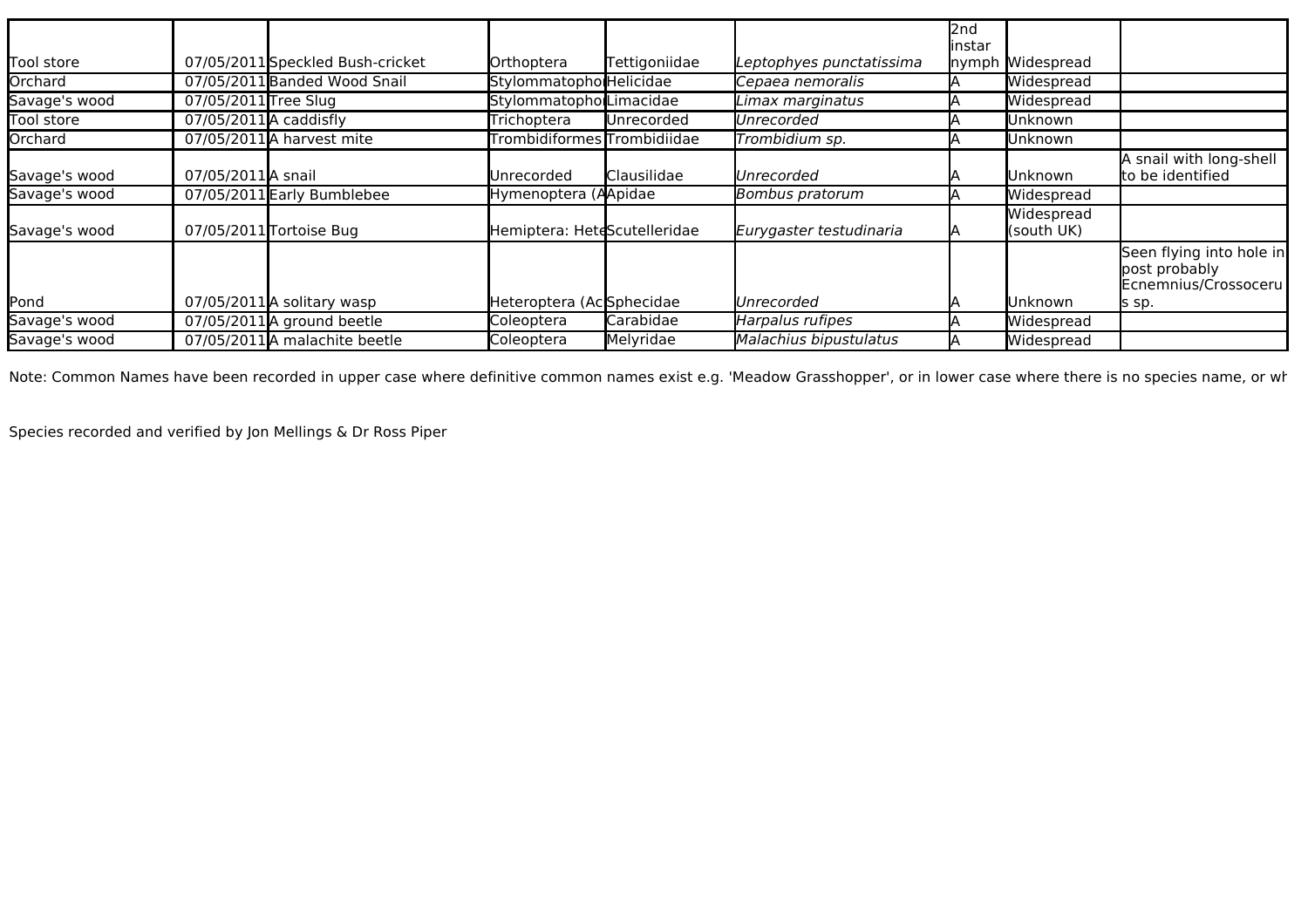| | | | | | | | | |
|---|---|---|---|---|---|---|---|---|
| Tool store | 07/05/2011 | Speckled Bush-cricket | Orthoptera | Tettigoniidae | *Leptophyes punctatissima* | 2nd instar nymph | Widespread | |
| Orchard | 07/05/2011 | Banded Wood Snail | Stylommatophor | Helicidae | *Cepaea nemoralis* | A | Widespread | |
| Savage's wood | 07/05/2011 | Tree Slug | Stylommatophor | Limacidae | *Limax marginatus* | A | Widespread | |
| Tool store | 07/05/2011 | A caddisfly | Trichoptera | Unrecorded | *Unrecorded* | A | Unknown | |
| Orchard | 07/05/2011 | A harvest mite | Trombidiformes | Trombidiidae | *Trombidium sp.* | A | Unknown | |
| Savage's wood | 07/05/2011 | A snail | Unrecorded | Clausilidae | *Unrecorded* | A | Unknown | A snail with long-shell to be identified |
| Savage's wood | 07/05/2011 | Early Bumblebee | Hymenoptera (A | Apidae | *Bombus pratorum* | A | Widespread | |
| Savage's wood | 07/05/2011 | Tortoise Bug | Hemiptera: Hete | Scutelleridae | *Eurygaster testudinaria* | A | Widespread (south UK) | |
| Pond | 07/05/2011 | A solitary wasp | Heteroptera (Ac | Sphecidae | *Unrecorded* | A | Unknown | Seen flying into hole in post probably Ecnemnius/Crossoceru s sp. |
| Savage's wood | 07/05/2011 | A ground beetle | Coleoptera | Carabidae | *Harpalus rufipes* | A | Widespread | |
| Savage's wood | 07/05/2011 | A malachite beetle | Coleoptera | Melyridae | *Malachius bipustulatus* | A | Widespread | |

Note: Common Names have been recorded in upper case where definitive common names exist e.g. 'Meadow Grasshopper', or in lower case where there is no species name, or wh

Species recorded and verified by Jon Mellings & Dr Ross Piper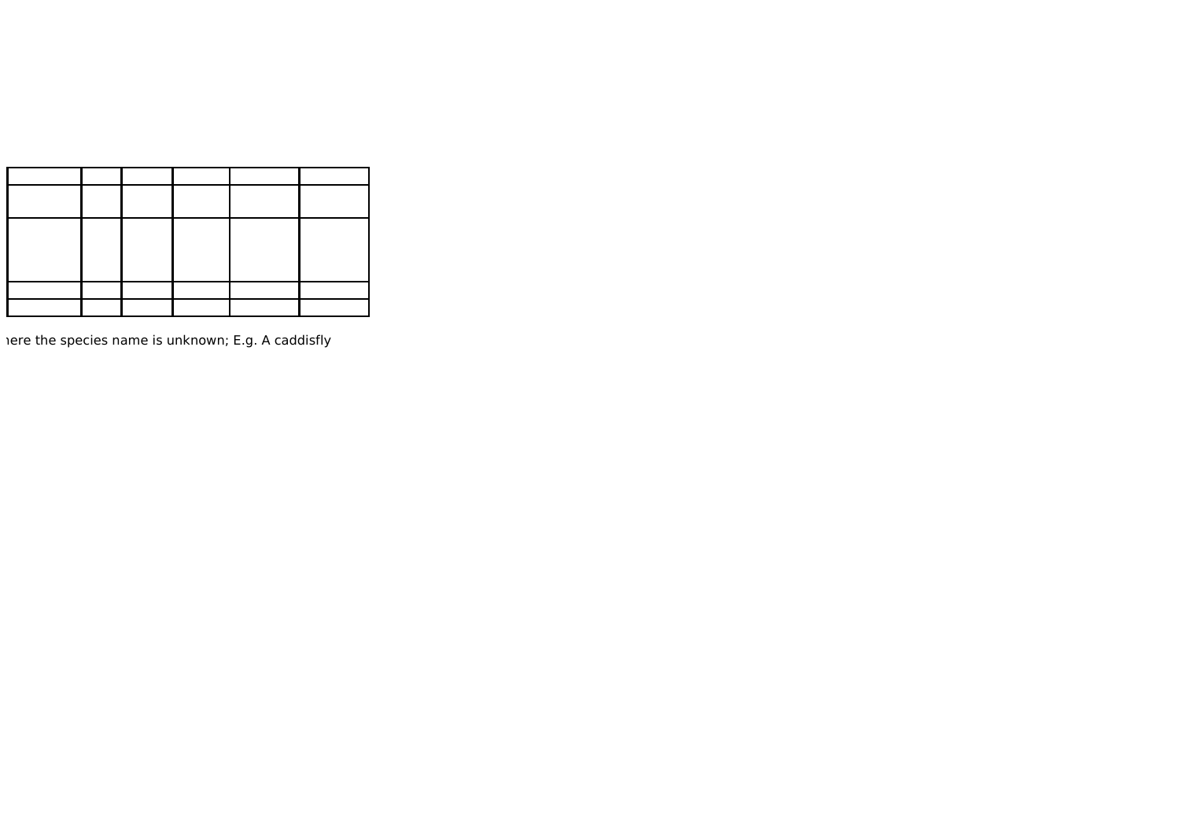| | | | | | |
|---|---|---|---|---|---|
| | | | | | |
| | | | | | |
| | | | | | |
| | | | | | |

ıere the species name is unknown; E.g. A caddisfly